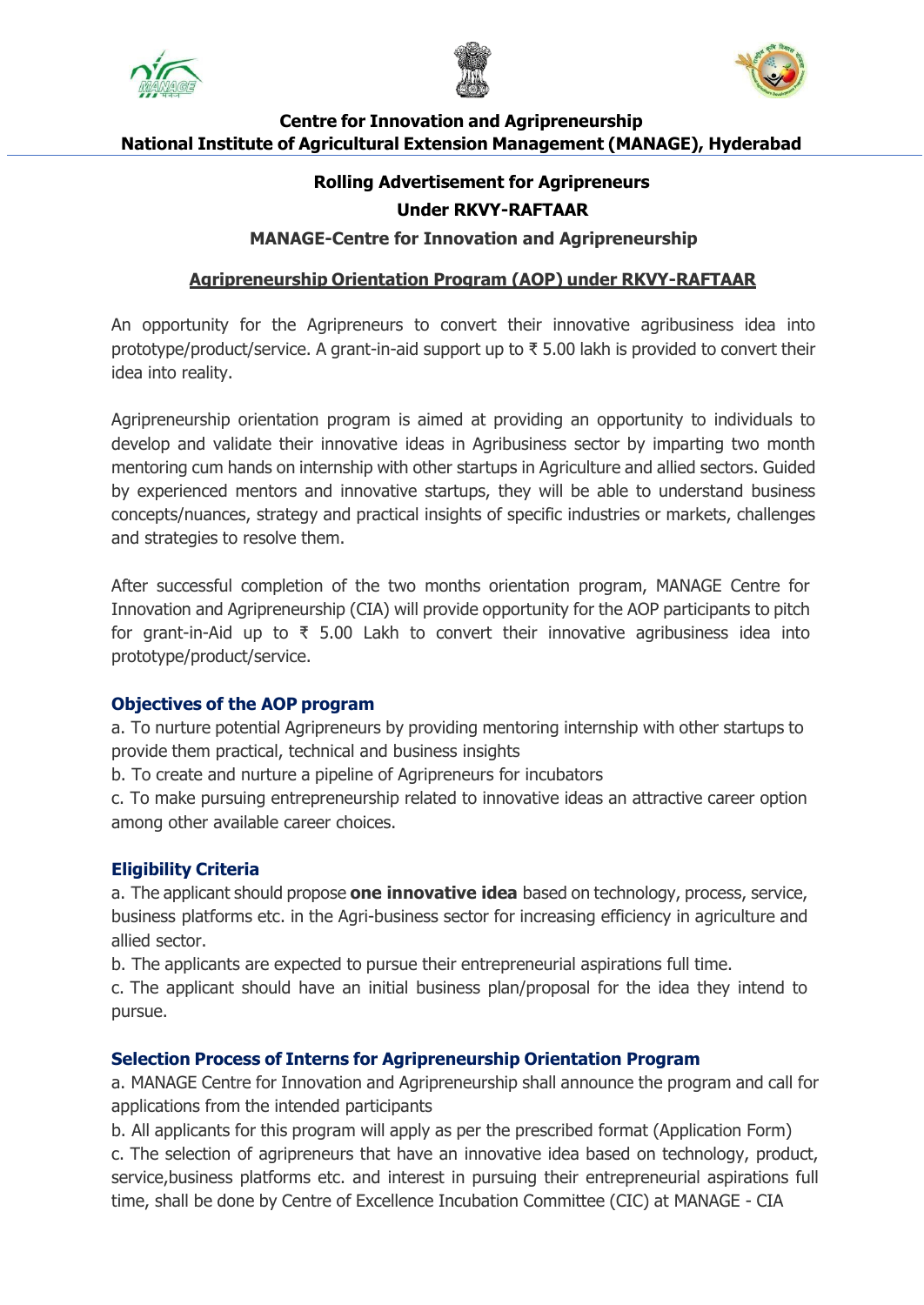**Centre for Innovation and Agripreneurship**
**National Institute of Agricultural Extension Management (MANAGE), Hyderabad**

# Rolling Advertisement for Agripreneurs

## Under RKVY-RAFTAAR

### MANAGE-Centre for Innovation and Agripreneurship

### Agripreneurship Orientation Program (AOP) under RKVY-RAFTAAR

An opportunity for the Agripreneurs to convert their innovative agribusiness idea into prototype/product/service. A grant-in-aid support up to ₹ 5.00 lakh is provided to convert their idea into reality.

Agripreneurship orientation program is aimed at providing an opportunity to individuals to develop and validate their innovative ideas in Agribusiness sector by imparting two month mentoring cum hands on internship with other startups in Agriculture and allied sectors. Guided by experienced mentors and innovative startups, they will be able to understand business concepts/nuances, strategy and practical insights of specific industries or markets, challenges and strategies to resolve them.

After successful completion of the two months orientation program, MANAGE Centre for Innovation and Agripreneurship (CIA) will provide opportunity for the AOP participants to pitch for grant-in-Aid up to ₹ 5.00 Lakh to convert their innovative agribusiness idea into prototype/product/service.

### Objectives of the AOP program

a. To nurture potential Agripreneurs by providing mentoring internship with other startups to provide them practical, technical and business insights

b. To create and nurture a pipeline of Agripreneurs for incubators

c. To make pursuing entrepreneurship related to innovative ideas an attractive career option among other available career choices.

### Eligibility Criteria

a. The applicant should propose **one innovative idea** based on technology, process, service, business platforms etc. in the Agri-business sector for increasing efficiency in agriculture and allied sector.

b. The applicants are expected to pursue their entrepreneurial aspirations full time.

c. The applicant should have an initial business plan/proposal for the idea they intend to pursue.

### Selection Process of Interns for Agripreneurship Orientation Program

a. MANAGE Centre for Innovation and Agripreneurship shall announce the program and call for applications from the intended participants

b. All applicants for this program will apply as per the prescribed format (Application Form)

c. The selection of agripreneurs that have an innovative idea based on technology, product, service,business platforms etc. and interest in pursuing their entrepreneurial aspirations full time, shall be done by Centre of Excellence Incubation Committee (CIC) at MANAGE - CIA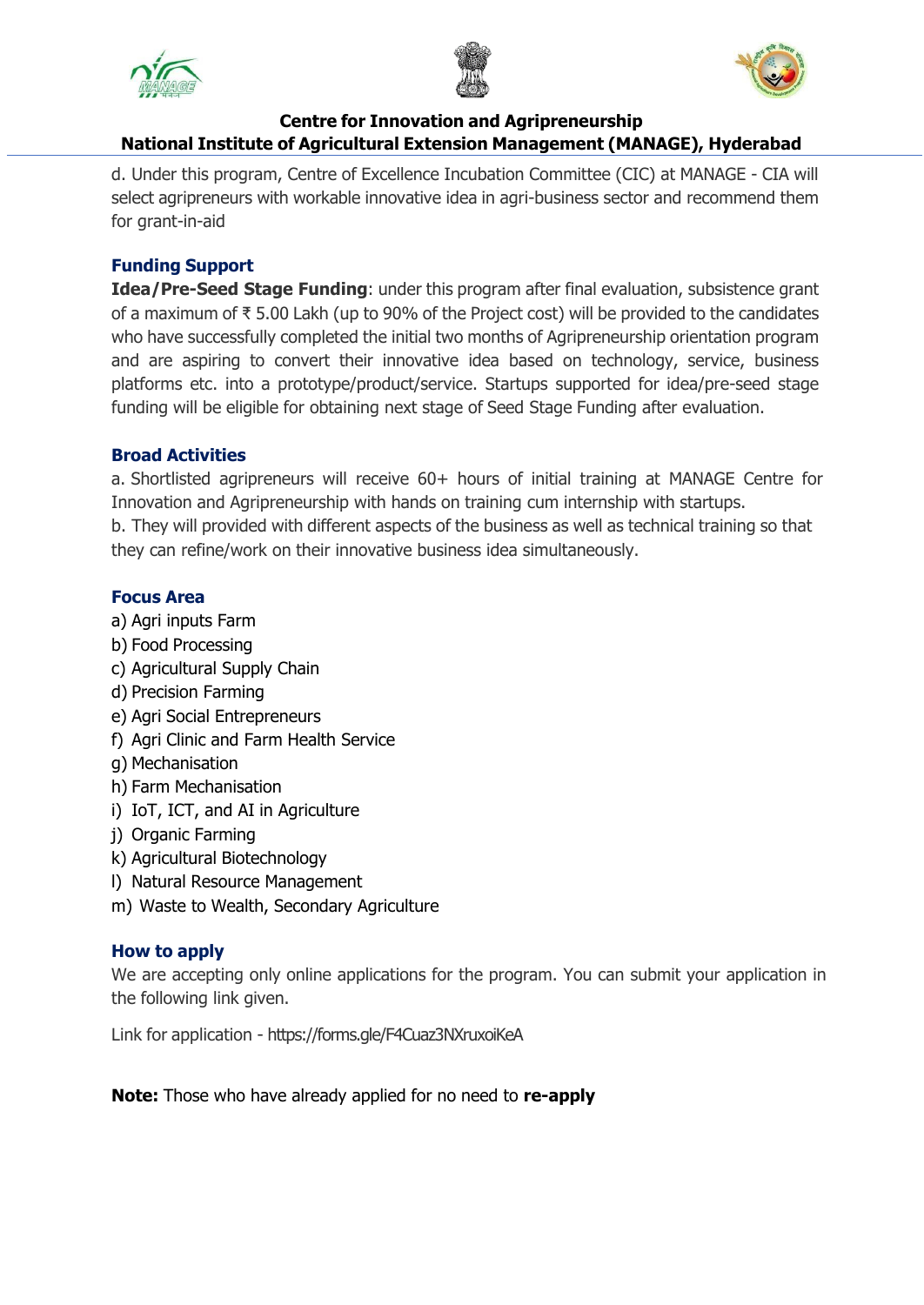d. Under this program, Centre of Excellence Incubation Committee (CIC) at MANAGE - CIA will select agripreneurs with workable innovative idea in agri-business sector and recommend them for grant-in-aid

### Funding Support

**Idea/Pre-Seed Stage Funding**: under this program after final evaluation, subsistence grant of a maximum of ₹ 5.00 Lakh (up to 90% of the Project cost) will be provided to the candidates who have successfully completed the initial two months of Agripreneurship orientation program and are aspiring to convert their innovative idea based on technology, service, business platforms etc. into a prototype/product/service. Startups supported for idea/pre-seed stage funding will be eligible for obtaining next stage of Seed Stage Funding after evaluation.

### Broad Activities

a. Shortlisted agripreneurs will receive 60+ hours of initial training at MANAGE Centre for Innovation and Agripreneurship with hands on training cum internship with startups.
b. They will provided with different aspects of the business as well as technical training so that they can refine/work on their innovative business idea simultaneously.

### Focus Area

a) Agri inputs Farm
b) Food Processing
c) Agricultural Supply Chain
d) Precision Farming
e) Agri Social Entrepreneurs
f) Agri Clinic and Farm Health Service
g) Mechanisation
h) Farm Mechanisation
i) IoT, ICT, and AI in Agriculture
j) Organic Farming
k) Agricultural Biotechnology
l) Natural Resource Management
m) Waste to Wealth, Secondary Agriculture

### How to apply

We are accepting only online applications for the program. You can submit your application in the following link given.

Link for application - https://forms.gle/F4Cuaz3NXruxoiKeA

**Note:** Those who have already applied for no need to **re-apply**